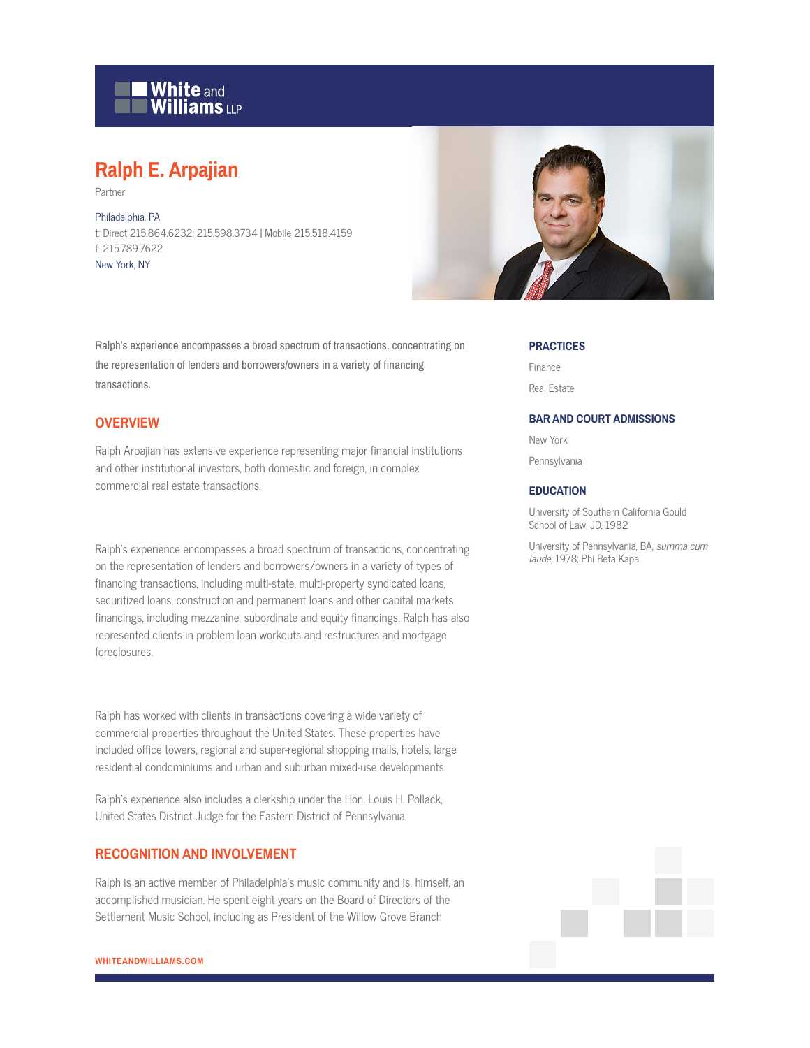White and Williams LLP

# Ralph E. Arpajian

Partner

Philadelphia, PA
t: Direct 215.864.6232; 215.598.3734 | Mobile 215.518.4159
f: 215.789.7622
New York, NY

Ralph's experience encompasses a broad spectrum of transactions, concentrating on the representation of lenders and borrowers/owners in a variety of financing transactions.

## OVERVIEW

Ralph Arpajian has extensive experience representing major financial institutions and other institutional investors, both domestic and foreign, in complex commercial real estate transactions.

Ralph's experience encompasses a broad spectrum of transactions, concentrating on the representation of lenders and borrowers/owners in a variety of types of financing transactions, including multi-state, multi-property syndicated loans, securitized loans, construction and permanent loans and other capital markets financings, including mezzanine, subordinate and equity financings. Ralph has also represented clients in problem loan workouts and restructures and mortgage foreclosures.

Ralph has worked with clients in transactions covering a wide variety of commercial properties throughout the United States. These properties have included office towers, regional and super-regional shopping malls, hotels, large residential condominiums and urban and suburban mixed-use developments.

Ralph's experience also includes a clerkship under the Hon. Louis H. Pollack, United States District Judge for the Eastern District of Pennsylvania.

## RECOGNITION AND INVOLVEMENT

Ralph is an active member of Philadelphia's music community and is, himself, an accomplished musician. He spent eight years on the Board of Directors of the Settlement Music School, including as President of the Willow Grove Branch

### PRACTICES

Finance

Real Estate

### BAR AND COURT ADMISSIONS

New York

Pennsylvania

### EDUCATION

University of Southern California Gould School of Law, JD, 1982

University of Pennsylvania, BA, *summa cum laude*, 1978; Phi Beta Kapa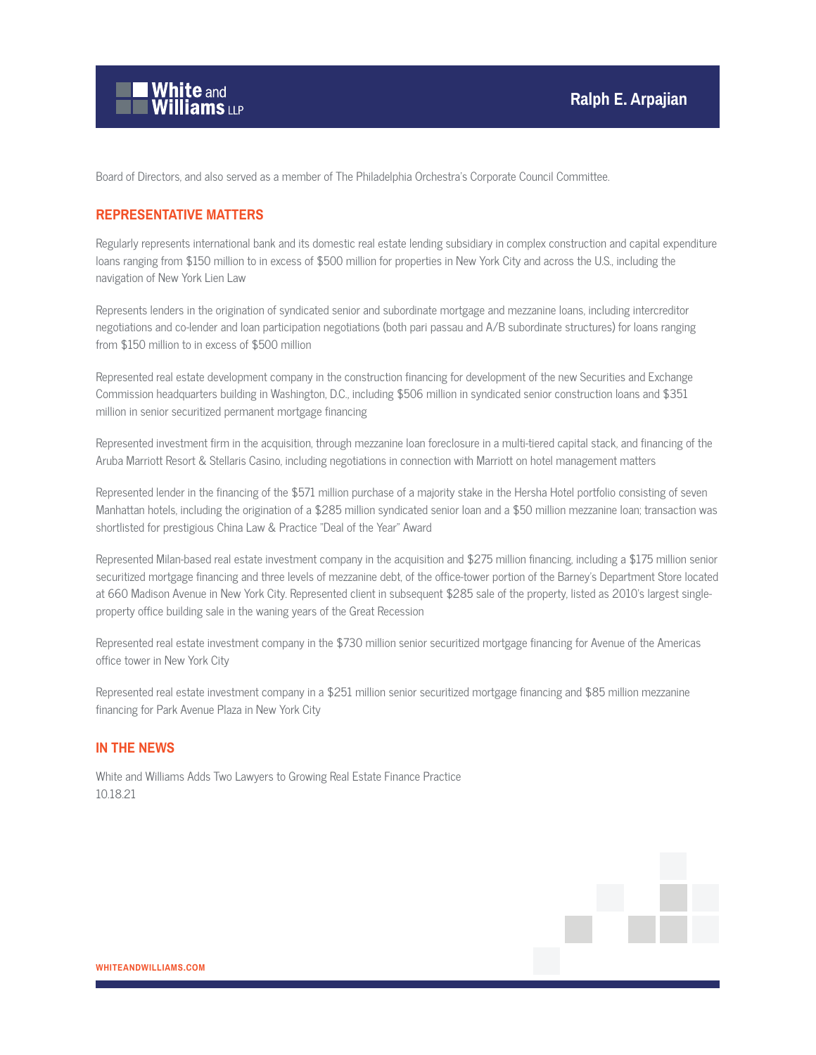Board of Directors, and also served as a member of The Philadelphia Orchestra's Corporate Council Committee.

## REPRESENTATIVE MATTERS

Regularly represents international bank and its domestic real estate lending subsidiary in complex construction and capital expenditure loans ranging from $150 million to in excess of $500 million for properties in New York City and across the U.S., including the navigation of New York Lien Law

Represents lenders in the origination of syndicated senior and subordinate mortgage and mezzanine loans, including intercreditor negotiations and co-lender and loan participation negotiations (both pari passau and A/B subordinate structures) for loans ranging from $150 million to in excess of $500 million

Represented real estate development company in the construction financing for development of the new Securities and Exchange Commission headquarters building in Washington, D.C., including $506 million in syndicated senior construction loans and $351 million in senior securitized permanent mortgage financing

Represented investment firm in the acquisition, through mezzanine loan foreclosure in a multi-tiered capital stack, and financing of the Aruba Marriott Resort & Stellaris Casino, including negotiations in connection with Marriott on hotel management matters

Represented lender in the financing of the $571 million purchase of a majority stake in the Hersha Hotel portfolio consisting of seven Manhattan hotels, including the origination of a $285 million syndicated senior loan and a $50 million mezzanine loan; transaction was shortlisted for prestigious China Law & Practice "Deal of the Year" Award

Represented Milan-based real estate investment company in the acquisition and $275 million financing, including a $175 million senior securitized mortgage financing and three levels of mezzanine debt, of the office-tower portion of the Barney's Department Store located at 660 Madison Avenue in New York City. Represented client in subsequent $285 sale of the property, listed as 2010's largest single-property office building sale in the waning years of the Great Recession

Represented real estate investment company in the $730 million senior securitized mortgage financing for Avenue of the Americas office tower in New York City

Represented real estate investment company in a $251 million senior securitized mortgage financing and $85 million mezzanine financing for Park Avenue Plaza in New York City

## IN THE NEWS

White and Williams Adds Two Lawyers to Growing Real Estate Finance Practice
10.18.21